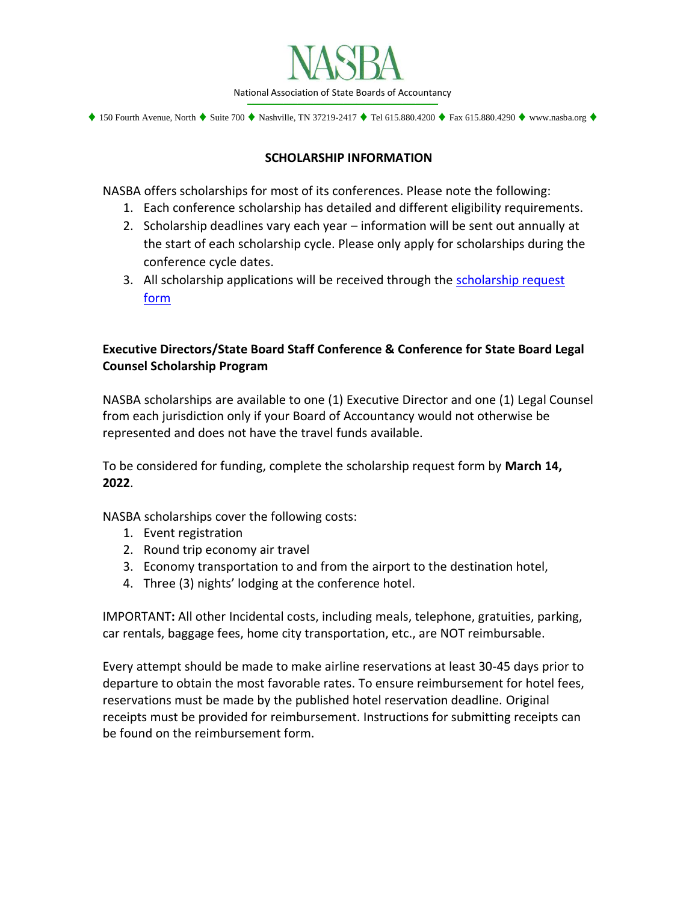# NASBA

National Association of State Boards of Accountancy

♦ 150 Fourth Avenue, North ♦ Suite 700 ♦ Nashville, TN 37219-2417 ♦ Tel 615.880.4200 ♦ Fax 615.880.4290 ♦ www.nasba.org ♦

## SCHOLARSHIP INFORMATION

NASBA offers scholarships for most of its conferences. Please note the following:

1. Each conference scholarship has detailed and different eligibility requirements.
2. Scholarship deadlines vary each year – information will be sent out annually at the start of each scholarship cycle. Please only apply for scholarships during the conference cycle dates.
3. All scholarship applications will be received through the scholarship request form

### Executive Directors/State Board Staff Conference & Conference for State Board Legal Counsel Scholarship Program

NASBA scholarships are available to one (1) Executive Director and one (1) Legal Counsel from each jurisdiction only if your Board of Accountancy would not otherwise be represented and does not have the travel funds available.

To be considered for funding, complete the scholarship request form by **March 14, 2022**.

NASBA scholarships cover the following costs:

1. Event registration
2. Round trip economy air travel
3. Economy transportation to and from the airport to the destination hotel,
4. Three (3) nights' lodging at the conference hotel.

IMPORTANT**:** All other Incidental costs, including meals, telephone, gratuities, parking, car rentals, baggage fees, home city transportation, etc., are NOT reimbursable.

Every attempt should be made to make airline reservations at least 30-45 days prior to departure to obtain the most favorable rates. To ensure reimbursement for hotel fees, reservations must be made by the published hotel reservation deadline. Original receipts must be provided for reimbursement. Instructions for submitting receipts can be found on the reimbursement form.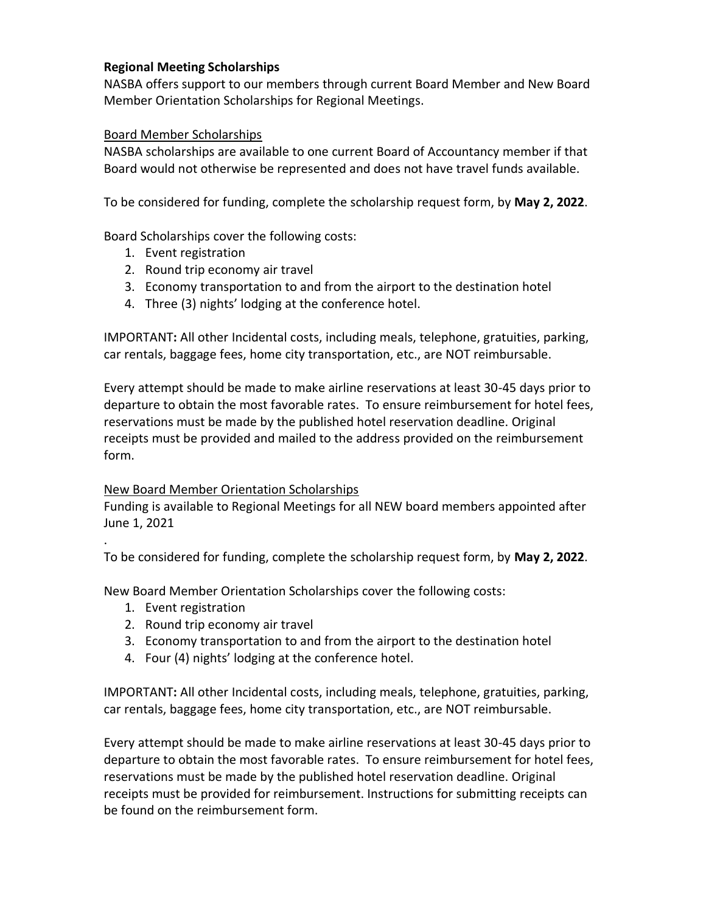**Regional Meeting Scholarships**

NASBA offers support to our members through current Board Member and New Board Member Orientation Scholarships for Regional Meetings.

Board Member Scholarships

NASBA scholarships are available to one current Board of Accountancy member if that Board would not otherwise be represented and does not have travel funds available.

To be considered for funding, complete the scholarship request form, by **May 2, 2022**.

Board Scholarships cover the following costs:

1. Event registration
2. Round trip economy air travel
3. Economy transportation to and from the airport to the destination hotel
4. Three (3) nights' lodging at the conference hotel.

IMPORTANT**:** All other Incidental costs, including meals, telephone, gratuities, parking, car rentals, baggage fees, home city transportation, etc., are NOT reimbursable.

Every attempt should be made to make airline reservations at least 30-45 days prior to departure to obtain the most favorable rates. To ensure reimbursement for hotel fees, reservations must be made by the published hotel reservation deadline. Original receipts must be provided and mailed to the address provided on the reimbursement form.

New Board Member Orientation Scholarships

Funding is available to Regional Meetings for all NEW board members appointed after June 1, 2021

.

To be considered for funding, complete the scholarship request form, by **May 2, 2022**.

New Board Member Orientation Scholarships cover the following costs:

1. Event registration
2. Round trip economy air travel
3. Economy transportation to and from the airport to the destination hotel
4. Four (4) nights' lodging at the conference hotel.

IMPORTANT**:** All other Incidental costs, including meals, telephone, gratuities, parking, car rentals, baggage fees, home city transportation, etc., are NOT reimbursable.

Every attempt should be made to make airline reservations at least 30-45 days prior to departure to obtain the most favorable rates. To ensure reimbursement for hotel fees, reservations must be made by the published hotel reservation deadline. Original receipts must be provided for reimbursement. Instructions for submitting receipts can be found on the reimbursement form.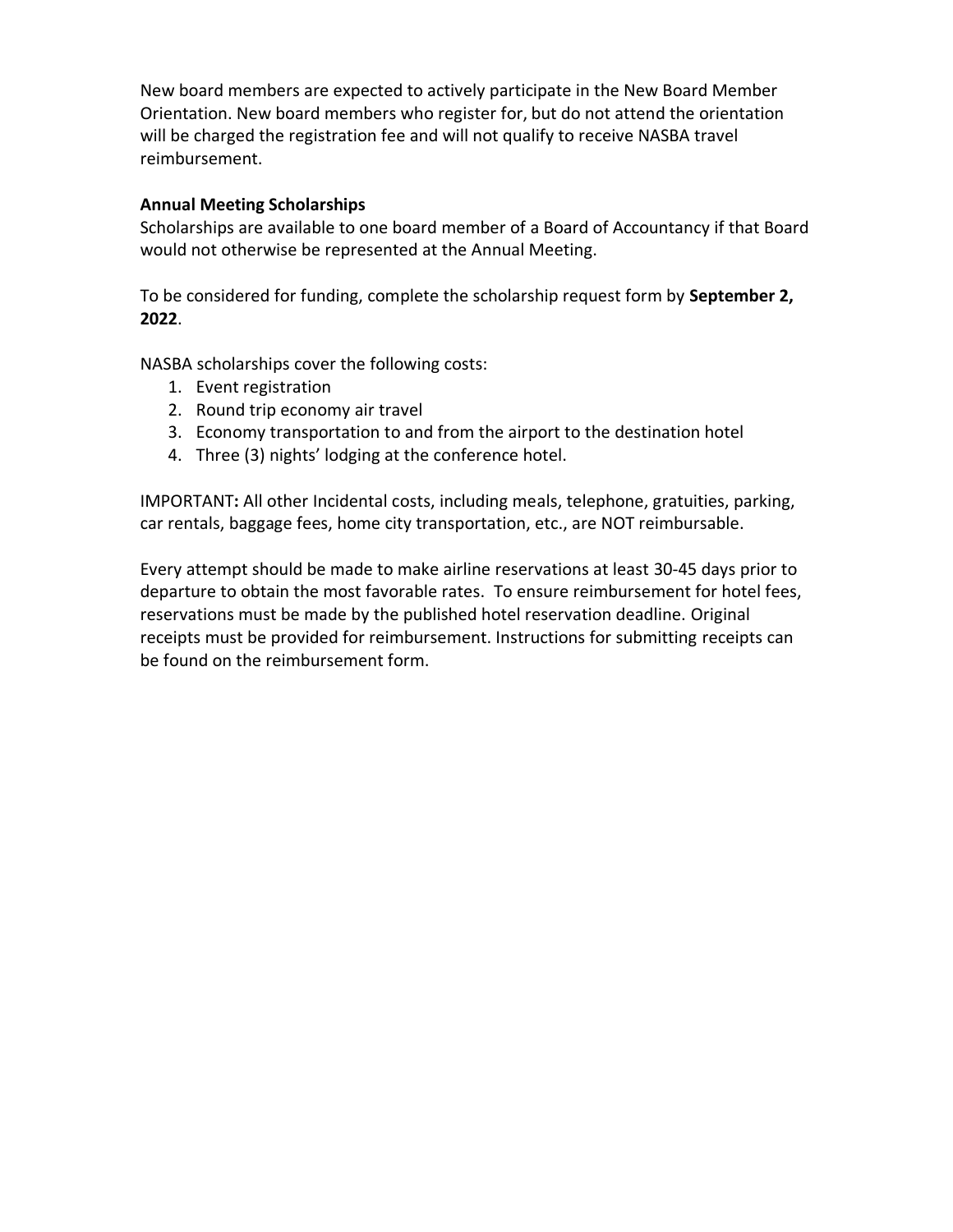New board members are expected to actively participate in the New Board Member Orientation. New board members who register for, but do not attend the orientation will be charged the registration fee and will not qualify to receive NASBA travel reimbursement.

**Annual Meeting Scholarships**

Scholarships are available to one board member of a Board of Accountancy if that Board would not otherwise be represented at the Annual Meeting.

To be considered for funding, complete the scholarship request form by **September 2, 2022**.

NASBA scholarships cover the following costs:

1. Event registration
2. Round trip economy air travel
3. Economy transportation to and from the airport to the destination hotel
4. Three (3) nights' lodging at the conference hotel.

IMPORTANT**:** All other Incidental costs, including meals, telephone, gratuities, parking, car rentals, baggage fees, home city transportation, etc., are NOT reimbursable.

Every attempt should be made to make airline reservations at least 30-45 days prior to departure to obtain the most favorable rates. To ensure reimbursement for hotel fees, reservations must be made by the published hotel reservation deadline. Original receipts must be provided for reimbursement. Instructions for submitting receipts can be found on the reimbursement form.